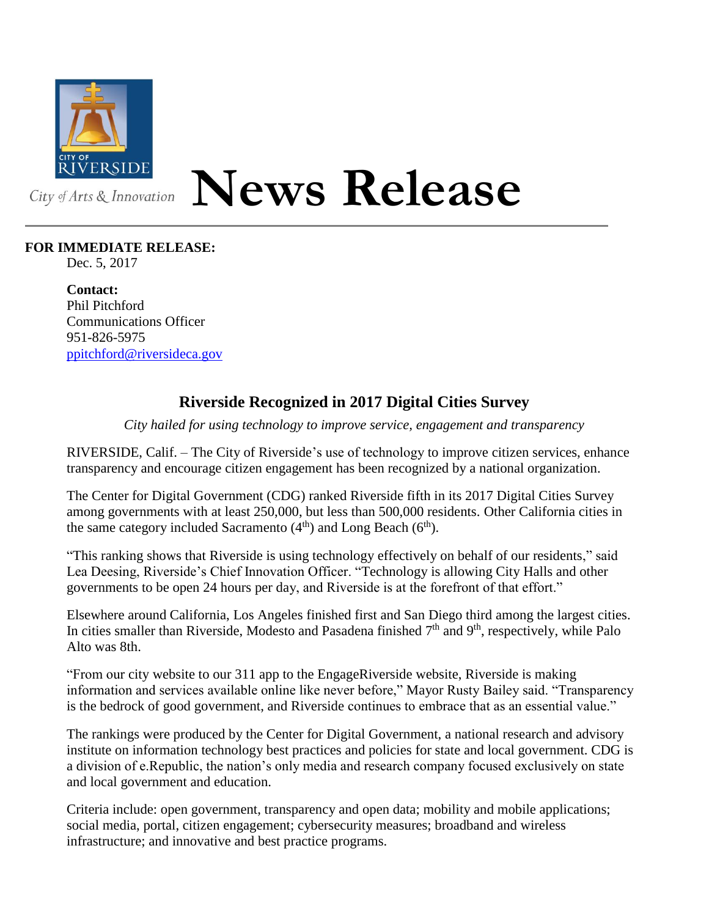CITY OF RIVERSIDE

City of Arts & Innovation

# News Release

**FOR IMMEDIATE RELEASE:**

Dec. 5, 2017

**Contact:**
Phil Pitchford
Communications Officer
951-826-5975
ppitchford@riversideca.gov

## Riverside Recognized in 2017 Digital Cities Survey

*City hailed for using technology to improve service, engagement and transparency*

RIVERSIDE, Calif. – The City of Riverside's use of technology to improve citizen services, enhance transparency and encourage citizen engagement has been recognized by a national organization.

The Center for Digital Government (CDG) ranked Riverside fifth in its 2017 Digital Cities Survey among governments with at least 250,000, but less than 500,000 residents. Other California cities in the same category included Sacramento (4th) and Long Beach (6th).

"This ranking shows that Riverside is using technology effectively on behalf of our residents," said Lea Deesing, Riverside's Chief Innovation Officer. "Technology is allowing City Halls and other governments to be open 24 hours per day, and Riverside is at the forefront of that effort."

Elsewhere around California, Los Angeles finished first and San Diego third among the largest cities. In cities smaller than Riverside, Modesto and Pasadena finished 7th and 9th, respectively, while Palo Alto was 8th.

"From our city website to our 311 app to the EngageRiverside website, Riverside is making information and services available online like never before," Mayor Rusty Bailey said. "Transparency is the bedrock of good government, and Riverside continues to embrace that as an essential value."

The rankings were produced by the Center for Digital Government, a national research and advisory institute on information technology best practices and policies for state and local government. CDG is a division of e.Republic, the nation's only media and research company focused exclusively on state and local government and education.

Criteria include: open government, transparency and open data; mobility and mobile applications; social media, portal, citizen engagement; cybersecurity measures; broadband and wireless infrastructure; and innovative and best practice programs.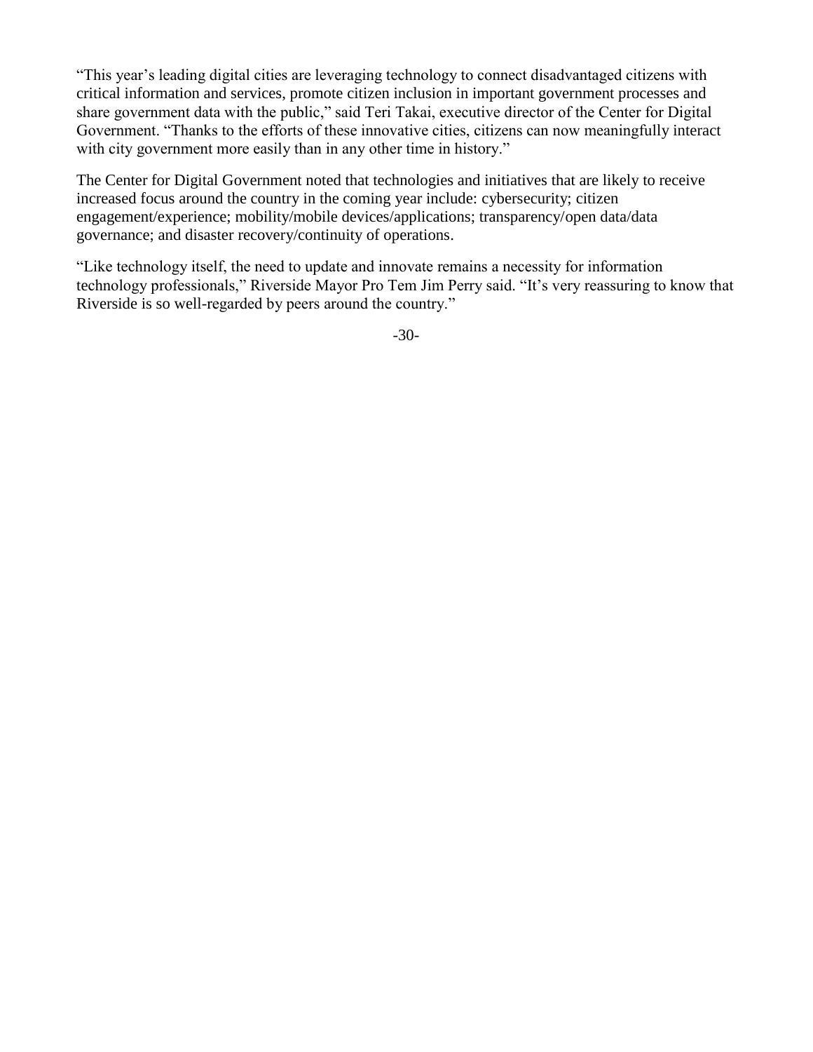"This year's leading digital cities are leveraging technology to connect disadvantaged citizens with critical information and services, promote citizen inclusion in important government processes and share government data with the public," said Teri Takai, executive director of the Center for Digital Government. "Thanks to the efforts of these innovative cities, citizens can now meaningfully interact with city government more easily than in any other time in history."

The Center for Digital Government noted that technologies and initiatives that are likely to receive increased focus around the country in the coming year include: cybersecurity; citizen engagement/experience; mobility/mobile devices/applications; transparency/open data/data governance; and disaster recovery/continuity of operations.

"Like technology itself, the need to update and innovate remains a necessity for information technology professionals," Riverside Mayor Pro Tem Jim Perry said. "It's very reassuring to know that Riverside is so well-regarded by peers around the country."

-30-